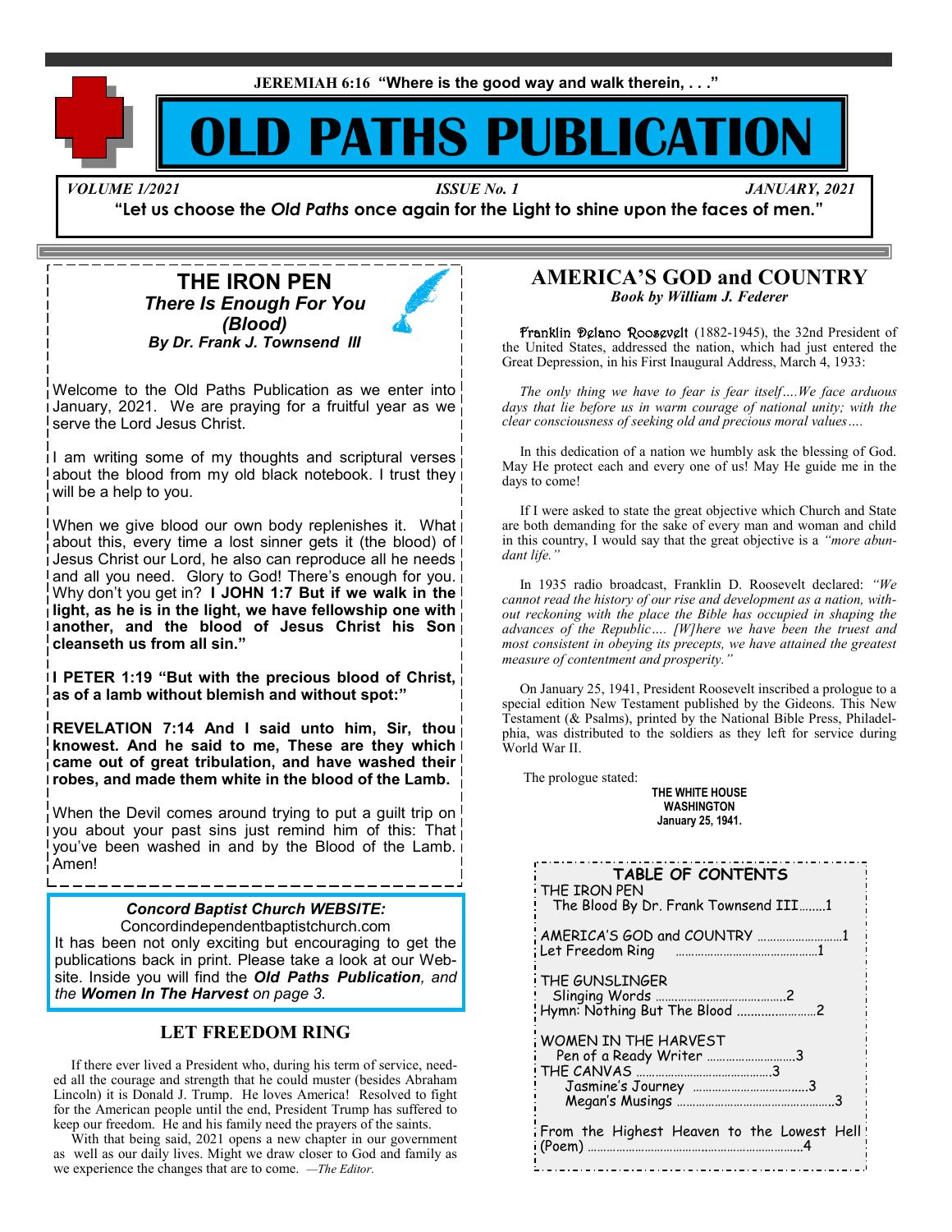JEREMIAH 6:16 **"Where is the good way and walk therein, . . ."**

# OLD PATHS PUBLICATION

*VOLUME 1/2021* *ISSUE No. 1* *JANUARY, 2021*

**"Let us choose the *Old Paths* once again for the Light to shine upon the faces of men."**

## THE IRON PEN

***There Is Enough For You (Blood)***

***By Dr. Frank J. Townsend III***

Welcome to the Old Paths Publication as we enter into January, 2021. We are praying for a fruitful year as we serve the Lord Jesus Christ.

I am writing some of my thoughts and scriptural verses about the blood from my old black notebook. I trust they will be a help to you.

When we give blood our own body replenishes it. What about this, every time a lost sinner gets it (the blood) of Jesus Christ our Lord, he also can reproduce all he needs and all you need. Glory to God! There's enough for you. Why don't you get in? **I JOHN 1:7 But if we walk in the light, as he is in the light, we have fellowship one with another, and the blood of Jesus Christ his Son cleanseth us from all sin."**

**I PETER 1:19 "But with the precious blood of Christ, as of a lamb without blemish and without spot:"**

**REVELATION 7:14 And I said unto him, Sir, thou knowest. And he said to me, These are they which came out of great tribulation, and have washed their robes, and made them white in the blood of the Lamb.**

When the Devil comes around trying to put a guilt trip on you about your past sins just remind him of this: That you've been washed in and by the Blood of the Lamb. Amen!

***Concord Baptist Church WEBSITE:***

Concordindependentbaptistchurch.com

It has been not only exciting but encouraging to get the publications back in print. Please take a look at our Website. Inside you will find the ***Old Paths Publication****, and the* ***Women In The Harvest*** *on page 3.*

## LET FREEDOM RING

If there ever lived a President who, during his term of service, needed all the courage and strength that he could muster (besides Abraham Lincoln) it is Donald J. Trump. He loves America! Resolved to fight for the American people until the end, President Trump has suffered to keep our freedom. He and his family need the prayers of the saints.

With that being said, 2021 opens a new chapter in our government as well as our daily lives. Might we draw closer to God and family as we experience the changes that are to come. *—The Editor.*

## AMERICA'S GOD and COUNTRY

***Book by William J. Federer***

Franklin Delano Roosevelt (1882-1945), the 32nd President of the United States, addressed the nation, which had just entered the Great Depression, in his First Inaugural Address, March 4, 1933:

*The only thing we have to fear is fear itself….We face arduous days that lie before us in warm courage of national unity; with the clear consciousness of seeking old and precious moral values….*

In this dedication of a nation we humbly ask the blessing of God. May He protect each and every one of us! May He guide me in the days to come!

If I were asked to state the great objective which Church and State are both demanding for the sake of every man and woman and child in this country, I would say that the great objective is a *"more abundant life."*

In 1935 radio broadcast, Franklin D. Roosevelt declared: *"We cannot read the history of our rise and development as a nation, without reckoning with the place the Bible has occupied in shaping the advances of the Republic…. [W]here we have been the truest and most consistent in obeying its precepts, we have attained the greatest measure of contentment and prosperity."*

On January 25, 1941, President Roosevelt inscribed a prologue to a special edition New Testament published by the Gideons. This New Testament (& Psalms), printed by the National Bible Press, Philadelphia, was distributed to the soldiers as they left for service during World War II.

The prologue stated:

**THE WHITE HOUSE**
**WASHINGTON**
**January 25, 1941.**

### TABLE OF CONTENTS

THE IRON PEN
- The Blood By Dr. Frank Townsend III........1

AMERICA'S GOD and COUNTRY ..........................1
Let Freedom Ring ............................................1

THE GUNSLINGER
- Slinging Words ........................................2

Hymn: Nothing But The Blood ........................2

WOMEN IN THE HARVEST
- Pen of a Ready Writer ............................3

THE CANVAS ..........................................3
- Jasmine's Journey ...................................3
- Megan's Musings ................................................3

From the Highest Heaven to the Lowest Hell (Poem) ..................................................................4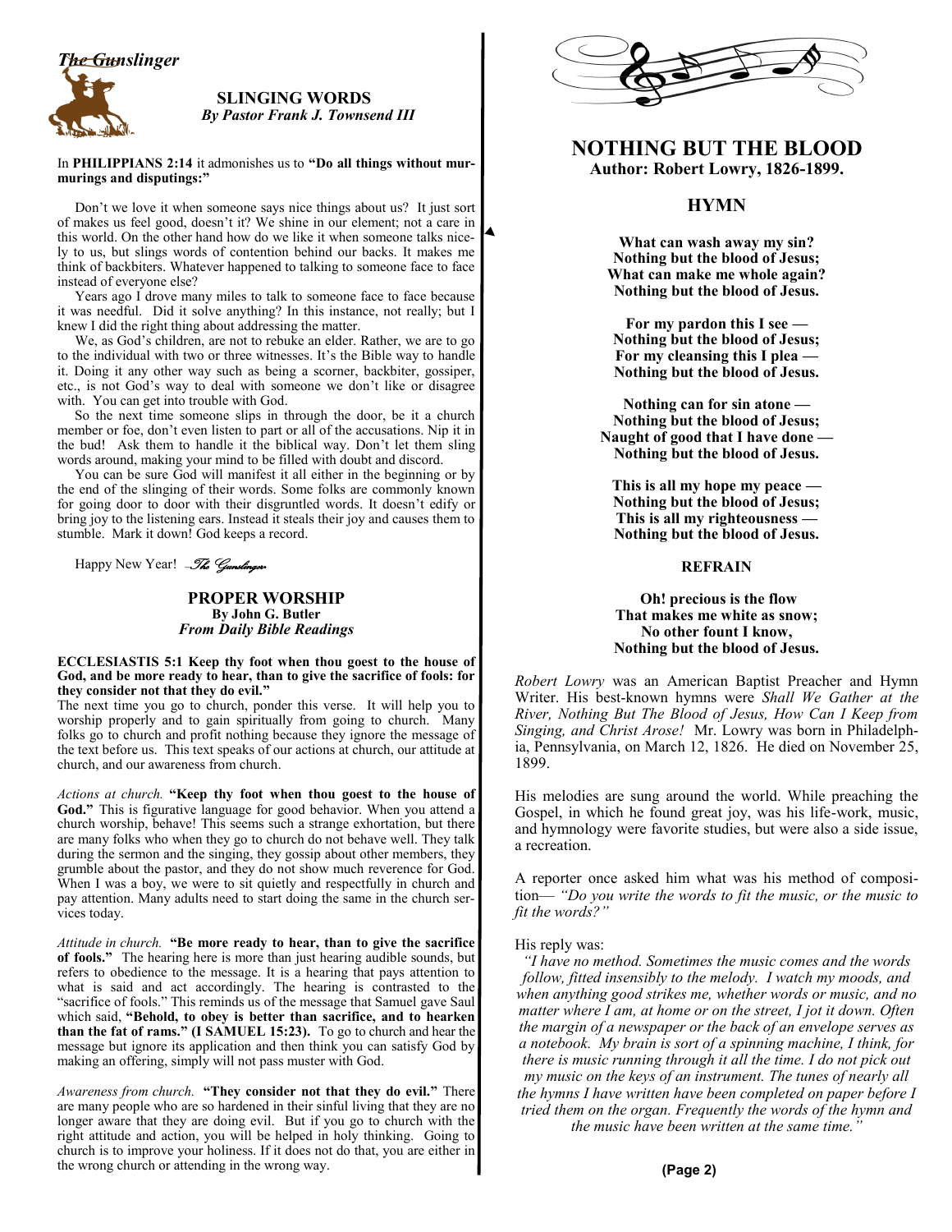*The Gunslinger*

## SLINGING WORDS

***By Pastor Frank J. Townsend III***

In **PHILIPPIANS 2:14** it admonishes us to **"Do all things without murmurings and disputings:"**

Don't we love it when someone says nice things about us? It just sort of makes us feel good, doesn't it? We shine in our element; not a care in this world. On the other hand how do we like it when someone talks nicely to us, but slings words of contention behind our backs. It makes me think of backbiters. Whatever happened to talking to someone face to face instead of everyone else?

Years ago I drove many miles to talk to someone face to face because it was needful. Did it solve anything? In this instance, not really; but I knew I did the right thing about addressing the matter.

We, as God's children, are not to rebuke an elder. Rather, we are to go to the individual with two or three witnesses. It's the Bible way to handle it. Doing it any other way such as being a scorner, backbiter, gossiper, etc., is not God's way to deal with someone we don't like or disagree with. You can get into trouble with God.

So the next time someone slips in through the door, be it a church member or foe, don't even listen to part or all of the accusations. Nip it in the bud! Ask them to handle it the biblical way. Don't let them sling words around, making your mind to be filled with doubt and discord.

You can be sure God will manifest it all either in the beginning or by the end of the slinging of their words. Some folks are commonly known for going door to door with their disgruntled words. It doesn't edify or bring joy to the listening ears. Instead it steals their joy and causes them to stumble. Mark it down! God keeps a record.

Happy New Year! *—The Gunslinger*

## PROPER WORSHIP

**By John G. Butler**

***From Daily Bible Readings***

**ECCLESIASTIS 5:1 Keep thy foot when thou goest to the house of God, and be more ready to hear, than to give the sacrifice of fools: for they consider not that they do evil."**

The next time you go to church, ponder this verse. It will help you to worship properly and to gain spiritually from going to church. Many folks go to church and profit nothing because they ignore the message of the text before us. This text speaks of our actions at church, our attitude at church, and our awareness from church.

*Actions at church.* **"Keep thy foot when thou goest to the house of God."** This is figurative language for good behavior. When you attend a church worship, behave! This seems such a strange exhortation, but there are many folks who when they go to church do not behave well. They talk during the sermon and the singing, they gossip about other members, they grumble about the pastor, and they do not show much reverence for God. When I was a boy, we were to sit quietly and respectfully in church and pay attention. Many adults need to start doing the same in the church services today.

*Attitude in church.* **"Be more ready to hear, than to give the sacrifice of fools."** The hearing here is more than just hearing audible sounds, but refers to obedience to the message. It is a hearing that pays attention to what is said and act accordingly. The hearing is contrasted to the "sacrifice of fools." This reminds us of the message that Samuel gave Saul which said, **"Behold, to obey is better than sacrifice, and to hearken than the fat of rams." (I SAMUEL 15:23).** To go to church and hear the message but ignore its application and then think you can satisfy God by making an offering, simply will not pass muster with God.

*Awareness from church.* **"They consider not that they do evil."** There are many people who are so hardened in their sinful living that they are no longer aware that they are doing evil. But if you go to church with the right attitude and action, you will be helped in holy thinking. Going to church is to improve your holiness. If it does not do that, you are either in the wrong church or attending in the wrong way.

## NOTHING BUT THE BLOOD

**Author: Robert Lowry, 1826-1899.**

### HYMN

**What can wash away my sin?**
**Nothing but the blood of Jesus;**
**What can make me whole again?**
**Nothing but the blood of Jesus.**

**For my pardon this I see —**
**Nothing but the blood of Jesus;**
**For my cleansing this I plea —**
**Nothing but the blood of Jesus.**

**Nothing can for sin atone —**
**Nothing but the blood of Jesus;**
**Naught of good that I have done —**
**Nothing but the blood of Jesus.**

**This is all my hope my peace —**
**Nothing but the blood of Jesus;**
**This is all my righteousness —**
**Nothing but the blood of Jesus.**

**REFRAIN**

**Oh! precious is the flow**
**That makes me white as snow;**
**No other fount I know,**
**Nothing but the blood of Jesus.**

*Robert Lowry* was an American Baptist Preacher and Hymn Writer. His best-known hymns were *Shall We Gather at the River, Nothing But The Blood of Jesus, How Can I Keep from Singing, and Christ Arose!* Mr. Lowry was born in Philadelphia, Pennsylvania, on March 12, 1826. He died on November 25, 1899.

His melodies are sung around the world. While preaching the Gospel, in which he found great joy, was his life-work, music, and hymnology were favorite studies, but were also a side issue, a recreation.

A reporter once asked him what was his method of composition— *"Do you write the words to fit the music, or the music to fit the words?"*

His reply was:

*"I have no method. Sometimes the music comes and the words follow, fitted insensibly to the melody. I watch my moods, and when anything good strikes me, whether words or music, and no matter where I am, at home or on the street, I jot it down. Often the margin of a newspaper or the back of an envelope serves as a notebook. My brain is sort of a spinning machine, I think, for there is music running through it all the time. I do not pick out my music on the keys of an instrument. The tunes of nearly all the hymns I have written have been completed on paper before I tried them on the organ. Frequently the words of the hymn and the music have been written at the same time."*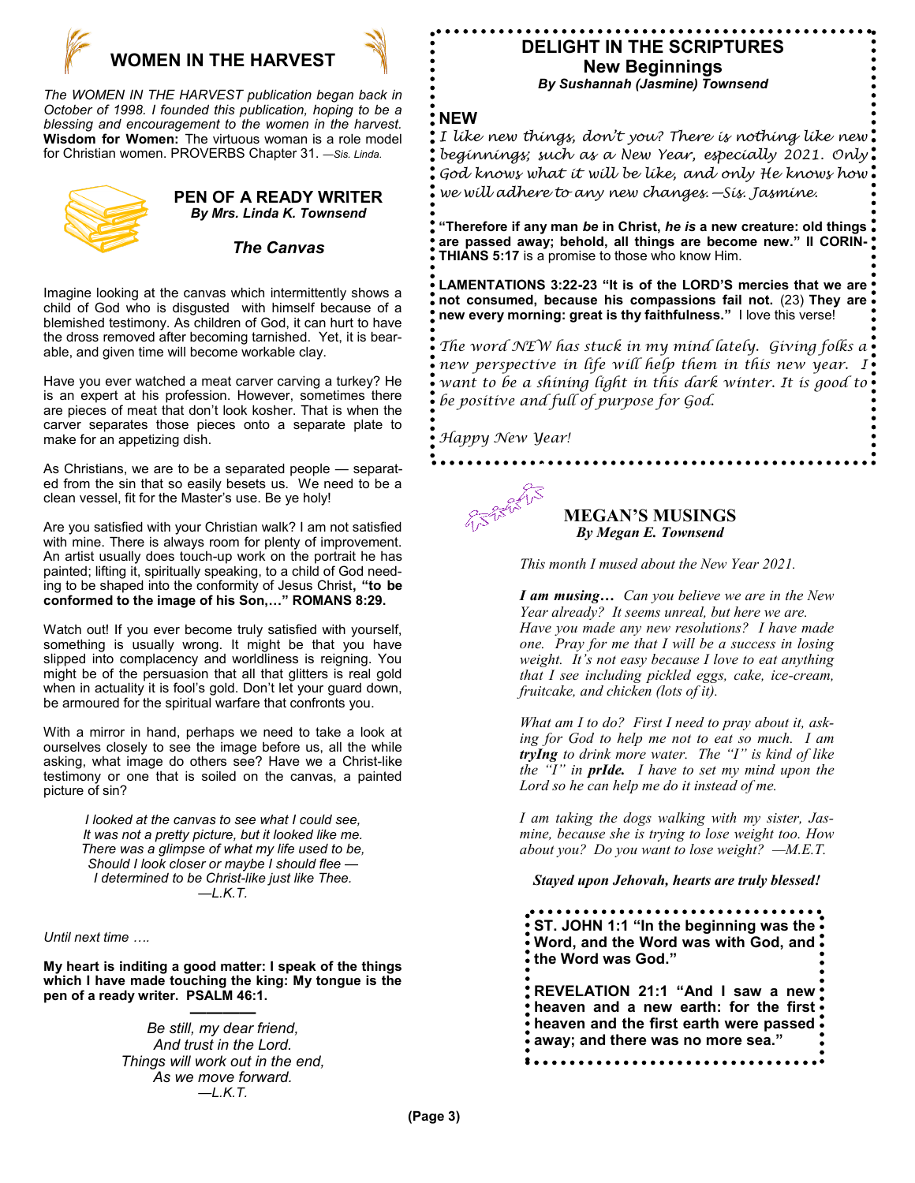## WOMEN IN THE HARVEST

*The WOMEN IN THE HARVEST publication began back in October of 1998. I founded this publication, hoping to be a blessing and encouragement to the women in the harvest.* **Wisdom for Women:** The virtuous woman is a role model for Christian women. PROVERBS Chapter 31. *—Sis. Linda.*

### PEN OF A READY WRITER
***By Mrs. Linda K. Townsend***

***The Canvas***

Imagine looking at the canvas which intermittently shows a child of God who is disgusted with himself because of a blemished testimony. As children of God, it can hurt to have the dross removed after becoming tarnished. Yet, it is bearable, and given time will become workable clay.

Have you ever watched a meat carver carving a turkey? He is an expert at his profession. However, sometimes there are pieces of meat that don't look kosher. That is when the carver separates those pieces onto a separate plate to make for an appetizing dish.

As Christians, we are to be a separated people — separated from the sin that so easily besets us. We need to be a clean vessel, fit for the Master's use. Be ye holy!

Are you satisfied with your Christian walk? I am not satisfied with mine. There is always room for plenty of improvement. An artist usually does touch-up work on the portrait he has painted; lifting it, spiritually speaking, to a child of God needing to be shaped into the conformity of Jesus Christ**, "to be conformed to the image of his Son,…" ROMANS 8:29.**

Watch out! If you ever become truly satisfied with yourself, something is usually wrong. It might be that you have slipped into complacency and worldliness is reigning. You might be of the persuasion that all that glitters is real gold when in actuality it is fool's gold. Don't let your guard down, be armoured for the spiritual warfare that confronts you.

With a mirror in hand, perhaps we need to take a look at ourselves closely to see the image before us, all the while asking, what image do others see? Have we a Christ-like testimony or one that is soiled on the canvas, a painted picture of sin?

*I looked at the canvas to see what I could see,*
*It was not a pretty picture, but it looked like me.*
*There was a glimpse of what my life used to be,*
*Should I look closer or maybe I should flee —*
*I determined to be Christ-like just like Thee.*
*—L.K.T.*

*Until next time ….*

**My heart is inditing a good matter: I speak of the things which I have made touching the king: My tongue is the pen of a ready writer. PSALM 46:1.**

———

*Be still, my dear friend,*
*And trust in the Lord.*
*Things will work out in the end,*
*As we move forward.*
*—L.K.T.*

## DELIGHT IN THE SCRIPTURES
### New Beginnings
***By Sushannah (Jasmine) Townsend***

**NEW**

*I like new things, don't you? There is nothing like new beginnings; such as a New Year, especially 2021. Only God knows what it will be like, and only He knows how we will adhere to any new changes.—Sis. Jasmine.*

**"Therefore if any man *be* in Christ, *he is* a new creature: old things are passed away; behold, all things are become new." II CORINTHIANS 5:17** is a promise to those who know Him.

**LAMENTATIONS 3:22-23 "It is of the LORD'S mercies that we are not consumed, because his compassions fail not.** (23) **They are new every morning: great is thy faithfulness."** I love this verse!

*The word NEW has stuck in my mind lately. Giving folks a new perspective in life will help them in this new year. I want to be a shining light in this dark winter. It is good to be positive and full of purpose for God.*

*Happy New Year!*

### MEGAN'S MUSINGS
***By Megan E. Townsend***

*This month I mused about the New Year 2021.*

***I am musing…*** *Can you believe we are in the New Year already? It seems unreal, but here we are. Have you made any new resolutions? I have made one. Pray for me that I will be a success in losing weight. It's not easy because I love to eat anything that I see including pickled eggs, cake, ice-cream, fruitcake, and chicken (lots of it).*

*What am I to do? First I need to pray about it, asking for God to help me not to eat so much. I am* ***tryIng*** *to drink more water. The "I" is kind of like the "I" in* ***prIde.*** *I have to set my mind upon the Lord so he can help me do it instead of me.*

*I am taking the dogs walking with my sister, Jasmine, because she is trying to lose weight too. How about you? Do you want to lose weight? —M.E.T.*

***Stayed upon Jehovah, hearts are truly blessed!***

**ST. JOHN 1:1 "In the beginning was the Word, and the Word was with God, and the Word was God."**

**REVELATION 21:1 "And I saw a new heaven and a new earth: for the first heaven and the first earth were passed away; and there was no more sea."**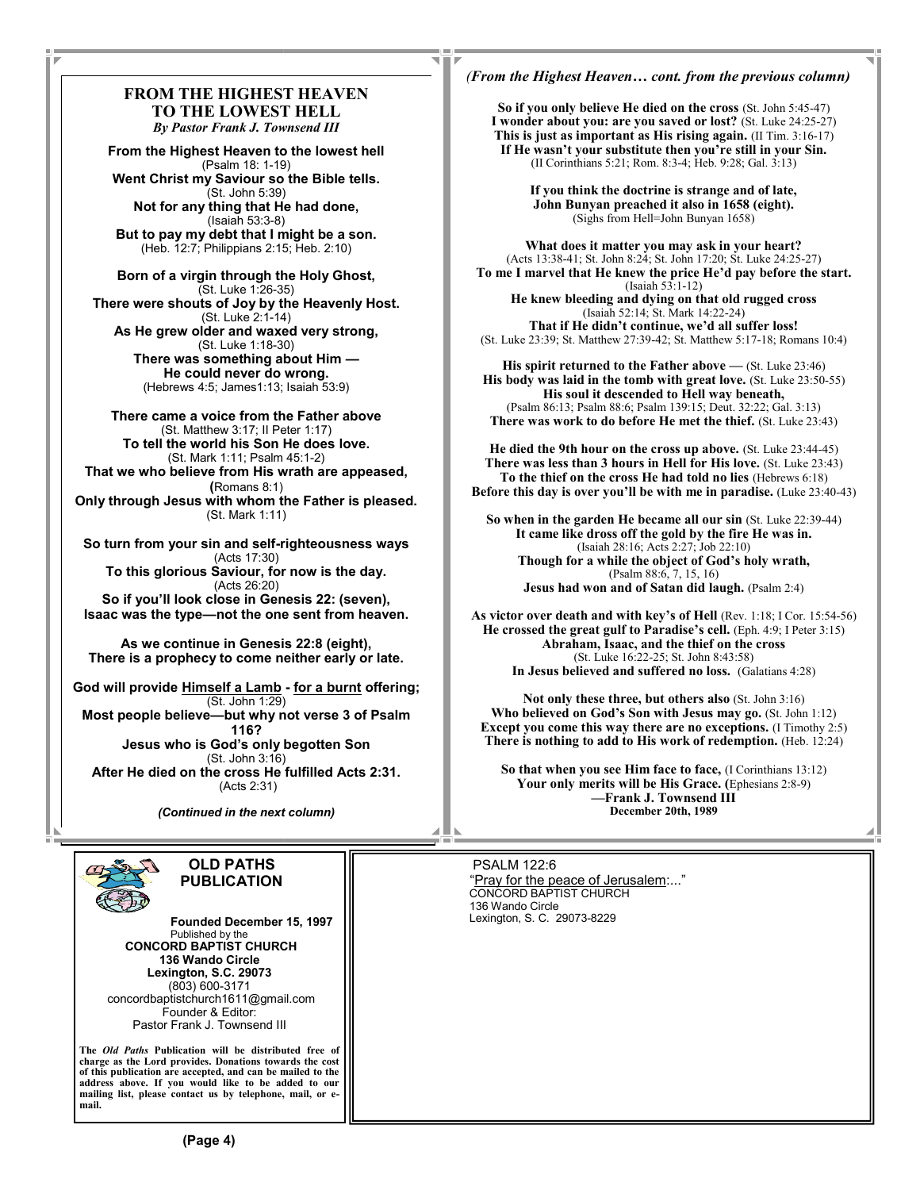## FROM THE HIGHEST HEAVEN TO THE LOWEST HELL

*By Pastor Frank J. Townsend III*

**From the Highest Heaven to the lowest hell**
(Psalm 18: 1-19)
**Went Christ my Saviour so the Bible tells.**
(St. John 5:39)
**Not for any thing that He had done,**
(Isaiah 53:3-8)
**But to pay my debt that I might be a son.**
(Heb. 12:7; Philippians 2:15; Heb. 2:10)

**Born of a virgin through the Holy Ghost,**
(St. Luke 1:26-35)
**There were shouts of Joy by the Heavenly Host.**
(St. Luke 2:1-14)
**As He grew older and waxed very strong,**
(St. Luke 1:18-30)
**There was something about Him —**
**He could never do wrong.**
(Hebrews 4:5; James1:13; Isaiah 53:9)

**There came a voice from the Father above**
(St. Matthew 3:17; II Peter 1:17)
**To tell the world his Son He does love.**
(St. Mark 1:11; Psalm 45:1-2)
**That we who believe from His wrath are appeased,**
**(**Romans 8:1)
**Only through Jesus with whom the Father is pleased.**
(St. Mark 1:11)

**So turn from your sin and self-righteousness ways**
(Acts 17:30)
**To this glorious Saviour, for now is the day.**
(Acts 26:20)
**So if you'll look close in Genesis 22: (seven),**
**Isaac was the type—not the one sent from heaven.**

**As we continue in Genesis 22:8 (eight),**
**There is a prophecy to come neither early or late.**

**God will provide Himself a Lamb - for a burnt offering;**
(St. John 1:29)
**Most people believe—but why not verse 3 of Psalm 116?**
**Jesus who is God's only begotten Son**
(St. John 3:16)
**After He died on the cross He fulfilled Acts 2:31.**
(Acts 2:31)

*(Continued in the next column)*

*(From the Highest Heaven… cont. from the previous column)*

**So if you only believe He died on the cross** (St. John 5:45-47)
**I wonder about you: are you saved or lost?** (St. Luke 24:25-27)
**This is just as important as His rising again.** (II Tim. 3:16-17)
**If He wasn't your substitute then you're still in your Sin.**
(II Corinthians 5:21; Rom. 8:3-4; Heb. 9:28; Gal. 3:13)

**If you think the doctrine is strange and of late,**
**John Bunyan preached it also in 1658 (eight).**
(Sighs from Hell=John Bunyan 1658)

**What does it matter you may ask in your heart?**
(Acts 13:38-41; St. John 8:24; St. John 17:20; St. Luke 24:25-27)
**To me I marvel that He knew the price He'd pay before the start.**
(Isaiah 53:1-12)
**He knew bleeding and dying on that old rugged cross**
(Isaiah 52:14; St. Mark 14:22-24)
**That if He didn't continue, we'd all suffer loss!**
(St. Luke 23:39; St. Matthew 27:39-42; St. Matthew 5:17-18; Romans 10:4)

**His spirit returned to the Father above —** (St. Luke 23:46)
**His body was laid in the tomb with great love.** (St. Luke 23:50-55)
**His soul it descended to Hell way beneath,**
(Psalm 86:13; Psalm 88:6; Psalm 139:15; Deut. 32:22; Gal. 3:13)
**There was work to do before He met the thief.** (St. Luke 23:43)

**He died the 9th hour on the cross up above.** (St. Luke 23:44-45)
**There was less than 3 hours in Hell for His love.** (St. Luke 23:43)
**To the thief on the cross He had told no lies** (Hebrews 6:18)
**Before this day is over you'll be with me in paradise.** (Luke 23:40-43)

**So when in the garden He became all our sin** (St. Luke 22:39-44)
**It came like dross off the gold by the fire He was in.**
(Isaiah 28:16; Acts 2:27; Job 22:10)
**Though for a while the object of God's holy wrath,**
(Psalm 88:6, 7, 15, 16)
**Jesus had won and of Satan did laugh.** (Psalm 2:4)

**As victor over death and with key's of Hell** (Rev. 1:18; I Cor. 15:54-56)
**He crossed the great gulf to Paradise's cell.** (Eph. 4:9; I Peter 3:15)
**Abraham, Isaac, and the thief on the cross**
(St. Luke 16:22-25; St. John 8:43:58)
**In Jesus believed and suffered no loss.** (Galatians 4:28)

**Not only these three, but others also** (St. John 3:16)
**Who believed on God's Son with Jesus may go.** (St. John 1:12)
**Except you come this way there are no exceptions.** (I Timothy 2:5)
**There is nothing to add to His work of redemption.** (Heb. 12:24)

**So that when you see Him face to face,** (I Corinthians 13:12)
**Your only merits will be His Grace. (**Ephesians 2:8-9)
**—Frank J. Townsend III**
**December 20th, 1989**

### OLD PATHS PUBLICATION

**Founded December 15, 1997**
Published by the
**CONCORD BAPTIST CHURCH**
**136 Wando Circle**
**Lexington, S.C. 29073**
(803) 600-3171
concordbaptistchurch1611@gmail.com
Founder & Editor:
Pastor Frank J. Townsend III

**The *Old Paths* Publication will be distributed free of charge as the Lord provides. Donations towards the cost of this publication are accepted, and can be mailed to the address above. If you would like to be added to our mailing list, please contact us by telephone, mail, or e-mail.**

PSALM 122:6
"Pray for the peace of Jerusalem:..."
CONCORD BAPTIST CHURCH
136 Wando Circle
Lexington, S. C. 29073-8229